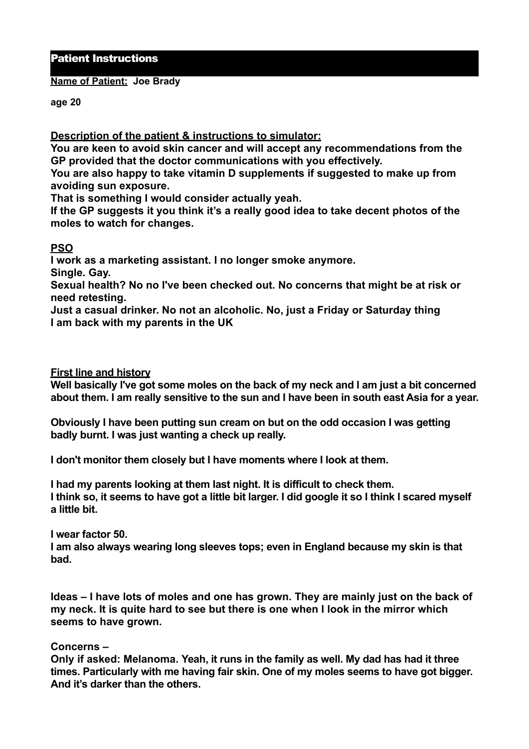## Patient Instructions

**Name of Patient:** **Joe Brady**

**age 20**

**Description of the patient & instructions to simulator:**

**You are keen to avoid skin cancer and will accept any recommendations from the GP provided that the doctor communications with you effectively.**

**You are also happy to take vitamin D supplements if suggested to make up from avoiding sun exposure.**

**That is something I would consider actually yeah.**

**If the GP suggests it you think it's a really good idea to take decent photos of the moles to watch for changes.**

**PSO**

**I work as a marketing assistant. I no longer smoke anymore.**

**Single. Gay.**

**Sexual health? No no I've been checked out. No concerns that might be at risk or need retesting.**

**Just a casual drinker. No not an alcoholic. No, just a Friday or Saturday thing**

**I am back with my parents in the UK**

**First line and history**

**Well basically I've got some moles on the back of my neck and I am just a bit concerned about them. I am really sensitive to the sun and I have been in south east Asia for a year.**

**Obviously I have been putting sun cream on but on the odd occasion I was getting badly burnt. I was just wanting a check up really.**

**I don't monitor them closely but I have moments where I look at them.**

**I had my parents looking at them last night. It is difficult to check them.**
**I think so, it seems to have got a little bit larger. I did google it so I think I scared myself a little bit.**

**I wear factor 50.**

**I am also always wearing long sleeves tops; even in England because my skin is that bad.**

**Ideas – I have lots of moles and one has grown. They are mainly just on the back of my neck. It is quite hard to see but there is one when I look in the mirror which seems to have grown.**

**Concerns –**

**Only if asked: Melanoma. Yeah, it runs in the family as well. My dad has had it three times. Particularly with me having fair skin. One of my moles seems to have got bigger. And it's darker than the others.**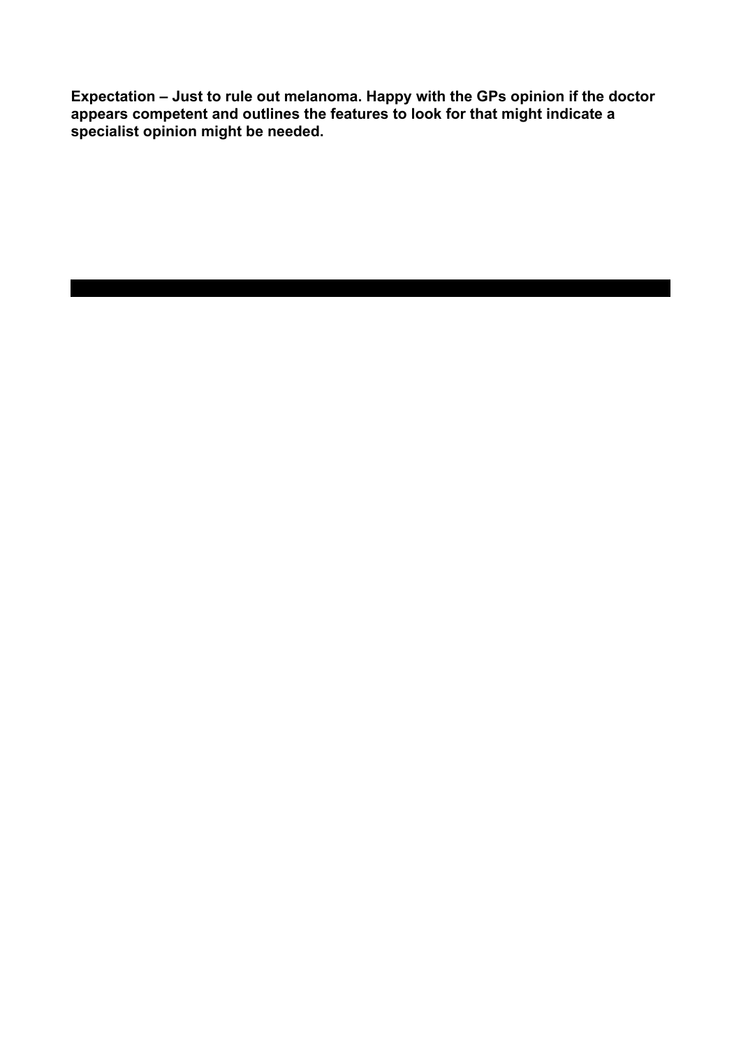**Expectation – Just to rule out melanoma. Happy with the GPs opinion if the doctor appears competent and outlines the features to look for that might indicate a specialist opinion might be needed.**